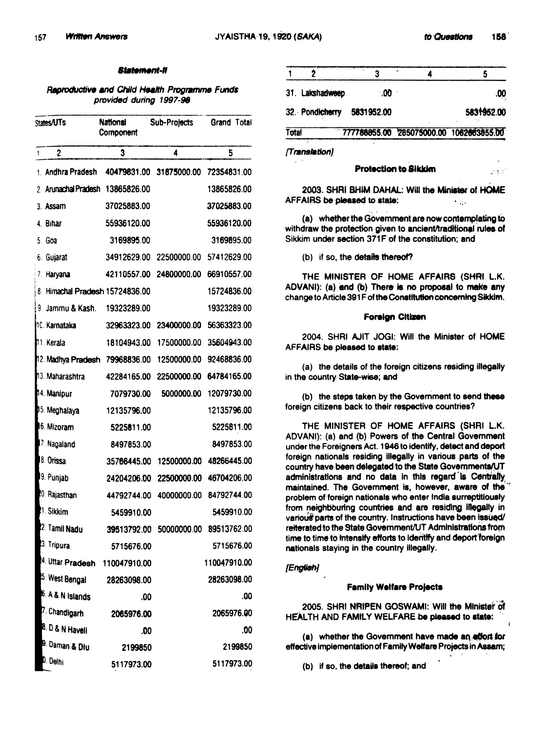### Statement-II

*Reproductive and Child Health Programme Funds provided during 1997-98*

| | States/UTs | National Component | Sub-Projects | Grand Total |
|---|---|---|---|---|
| 1 | 2 | 3 | 4 | 5 |
| 1. | Andhra Pradesh | 40479831.00 | 31875000.00 | 72354831.00 |
| 2. | Arunachal Pradesh | 13865826.00 | | 13865826.00 |
| 3. | Assam | 37025883.00 | | 37025883.00 |
| 4. | Bihar | 55936120.00 | | 55936120.00 |
| 5. | Goa | 3169895.00 | | 3169895.00 |
| 6. | Gujarat | 34912629.00 | 22500000.00 | 57412629.00 |
| 7. | Haryana | 42110557.00 | 24800000.00 | 66910557.00 |
| 8. | Himachal Pradesh | 15724836.00 | | 15724836.00 |
| 9. | Jammu & Kash. | 19323289.00 | | 19323289.00 |
| 10. | Karnataka | 32963323.00 | 23400000.00 | 56363323.00 |
| 11. | Kerala | 18104943.00 | 17500000.00 | 35604943.00 |
| 12. | Madhya Pradesh | 79968836.00 | 12500000.00 | 92468836.00 |
| 13. | Maharashtra | 42284165.00 | 22500000.00 | 64784165.00 |
| 14. | Manipur | 7079730.00 | 5000000.00 | 12079730.00 |
| 15. | Meghalaya | 12135796.00 | | 12135796.00 |
| 16. | Mizoram | 5225811.00 | | 5225811.00 |
| 17. | Nagaland | 8497853.00 | | 8497853.00 |
| 18. | Orissa | 35766445.00 | 12500000.00 | 48266445.00 |
| 19. | Punjab | 24204206.00 | 22500000.00 | 46704206.00 |
| 20. | Rajasthan | 44792744.00 | 40000000.00 | 84792744.00 |
| 21. | Sikkim | 5459910.00 | | 5459910.00 |
| 22. | Tamil Nadu | 39513792.00 | 50000000.00 | 89513762.00 |
| 23. | Tripura | 5715676.00 | | 5715676.00 |
| 24. | Uttar Pradesh | 110047910.00 | | 110047910.00 |
| 25. | West Bengal | 28263098.00 | | 28263098.00 |
| 26. | A & N Islands | .00 | | .00 |
| 27. | Chandigarh | 2065976.00 | | 2065976.00 |
| 28. | D & N Haveli | .00 | | .00 |
| 29. | Daman & Diu | 2199850 | | 2199850 |
| 30. | Delhi | 5117973.00 | | 5117973.00 |
| 31. | Lakshadweep | .00 | | .00 |
| 32. | Pondicherry | 5831952.00 | | 5831952.00 |
| | Total | 777788855.00 | 285075000.00 | 1062863855.00 |

*[Translation]*

### Protection to Sikkim

2003. SHRI BHIM DAHAL: Will the Minister of HOME AFFAIRS be pleased to state:

(a) whether the Government are now contemplating to withdraw the protection given to ancient/traditional rules of Sikkim under section 371F of the constitution; and

(b) if so, the details thereof?

THE MINISTER OF HOME AFFAIRS (SHRI L.K. ADVANI): (a) and (b) There is no proposal to make any change to Article 391F of the Constitution concerning Sikkim.

### Foreign Citizen

2004. SHRI AJIT JOGI: Will the Minister of HOME AFFAIRS be pleased to state:

(a) the details of the foreign citizens residing illegally in the country State-wise; and

(b) the steps taken by the Government to send these foreign citizens back to their respective countries?

THE MINISTER OF HOME AFFAIRS (SHRI L.K. ADVANI): (a) and (b) Powers of the Central Government under the Foreigners Act. 1946 to identify, detect and deport foreign nationals residing illegally in various parts of the country have been delegated to the State Governments/UT administrations and no data in this regard is Centrally maintained. The Government is, however, aware of the problem of foreign nationals who enter India surreptitiously from neighbouring countries and are residing illegally in various parts of the country. Instructions have been issued/reiterated to the State Government/UT Administrations from time to time to intensify efforts to identify and deport foreign nationals staying in the country illegally.

*[English]*

### Family Welfare Projects

2005. SHRI NRIPEN GOSWAMI: Will the Minister of HEALTH AND FAMILY WELFARE be pleased to state:

(a) whether the Government have made an effort for effective implementation of Family Welfare Projects in Assam;

(b) if so, the details thereof; and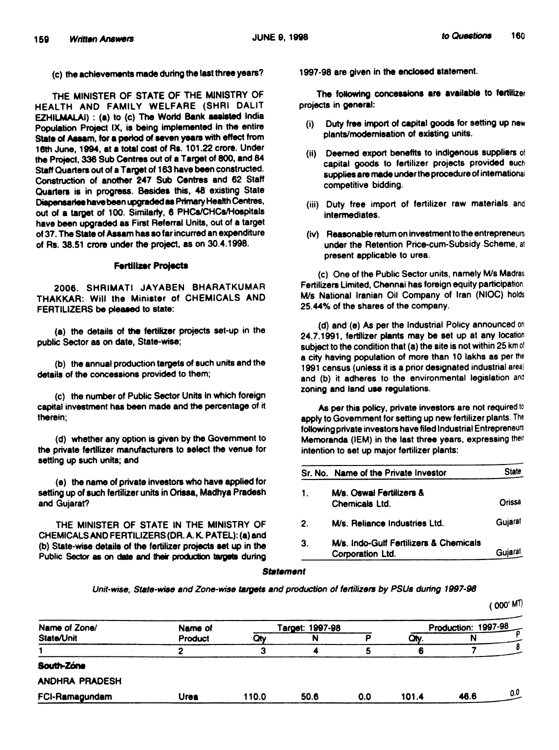(c) the achievements made during the last three years?

THE MINISTER OF STATE OF THE MINISTRY OF HEALTH AND FAMILY WELFARE (SHRI DALIT EZHILMALAI) : (a) to (c) The World Bank assisted India Population Project IX, is being implemented in the entire State of Assam, for a period of seven years with effect from 16th June, 1994, at a total cost of Rs. 101.22 crore. Under the Project, 336 Sub Centres out of a Target of 800, and 84 Staff Quarters out of a Target of 163 have been constructed. Construction of another 247 Sub Centres and 62 Staff Quarters is in progress. Besides this, 48 existing State Dispensaries have been upgraded as Primary Health Centres, out of a target of 100. Similarly, 6 PHCs/CHCs/Hospitals have been upgraded as First Referral Units, out of a target of 37. The State of Assam has so far incurred an expenditure of Rs. 38.51 crore under the project, as on 30.4.1998.

### Fertilizer Projects

2006. SHRIMATI JAYABEN BHARATKUMAR THAKKAR: Will the Minister of CHEMICALS AND FERTILIZERS be pleased to state:

(a) the details of the fertilizer projects set-up in the public Sector as on date, State-wise;

(b) the annual production targets of such units and the details of the concessions provided to them;

(c) the number of Public Sector Units in which foreign capital investment has been made and the percentage of it therein;

(d) whether any option is given by the Government to the private fertilizer manufacturers to select the venue for setting up such units; and

(e) the name of private investors who have applied for setting up of such fertilizer units in Orissa, Madhya Pradesh and Gujarat?

THE MINISTER OF STATE IN THE MINISTRY OF CHEMICALS AND FERTILIZERS (DR. A. K. PATEL): (a) and (b) State-wise details of the fertilizer projects set up in the Public Sector as on date and their production targets during 1997-98 are given in the enclosed statement.

The following concessions are available to fertilizer projects in general:

(i) Duty free import of capital goods for setting up new plants/modernisation of existing units.

(ii) Deemed export benefits to indigenous suppliers of capital goods to fertilizer projects provided such supplies are made under the procedure of international competitive bidding.

(iii) Duty free import of fertilizer raw materials and intermediates.

(iv) Reasonable return on investment to the entrepreneurs under the Retention Price-cum-Subsidy Scheme, at present applicable to urea.

(c) One of the Public Sector units, namely M/s Madras Fertilizers Limited, Chennai has foreign equity participation. M/s National Iranian Oil Company of Iran (NIOC) holds 25.44% of the shares of the company.

(d) and (e) As per the Industrial Policy announced on 24.7.1991, fertilizer plants may be set up at any location subject to the condition that (a) the site is not within 25 km of a city having population of more than 10 lakhs as per the 1991 census (unless it is a prior designated industrial area) and (b) it adheres to the environmental legislation and zoning and land use regulations.

As per this policy, private investors are not required to apply to Government for setting up new fertilizer plants. The following private investors have filed Industrial Entrepreneurs Memoranda (IEM) in the last three years, expressing their intention to set up major fertilizer plants:

| Sr. No. | Name of the Private Investor | State |
|---|---|---|
| 1. | M/s. Oswal Fertilizers & Chemicals Ltd. | Orissa |
| 2. | M/s. Reliance Industries Ltd. | Gujarat |
| 3. | M/s. Indo-Gulf Fertilizers & Chemicals Corporation Ltd. | Gujarat |

### Statement

*Unit-wise, State-wise and Zone-wise targets and production of fertilizers by PSUs during 1997-98*

( 000' MT)

| Name of Zone/ State/Unit | Name of Product | Target: 1997-98 | | | Production: 1997-98 | | |
|---|---|---|---|---|---|---|---|
| | | Qty | N | P | Qty. | N | P |
| 1 | 2 | 3 | 4 | 5 | 6 | 7 | 8 |
| **South-Zone** | | | | | | | |
| ANDHRA PRADESH | | | | | | | |
| FCI-Ramagundam | Urea | 110.0 | 50.6 | 0.0 | 101.4 | 46.6 | 0.0 |